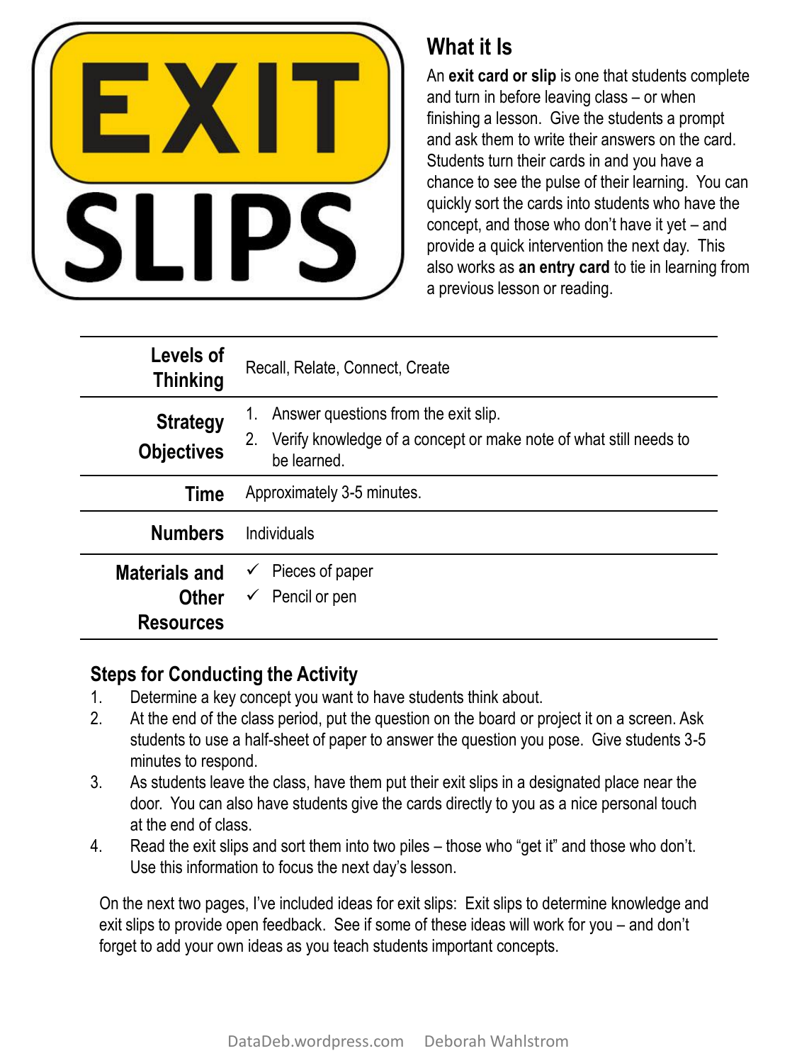# EXIT SLIPS

## What it Is

An **exit card or slip** is one that students complete and turn in before leaving class – or when finishing a lesson. Give the students a prompt and ask them to write their answers on the card. Students turn their cards in and you have a chance to see the pulse of their learning. You can quickly sort the cards into students who have the concept, and those who don't have it yet – and provide a quick intervention the next day. This also works as **an entry card** to tie in learning from a previous lesson or reading.

| | |
|---|---|
| **Levels of Thinking** | Recall, Relate, Connect, Create |
| **Strategy Objectives** | 1. Answer questions from the exit slip.<br>2. Verify knowledge of a concept or make note of what still needs to be learned. |
| **Time** | Approximately 3-5 minutes. |
| **Numbers** | Individuals |
| **Materials and Other Resources** | ✓ Pieces of paper<br>✓ Pencil or pen |

## Steps for Conducting the Activity

1. Determine a key concept you want to have students think about.
2. At the end of the class period, put the question on the board or project it on a screen. Ask students to use a half-sheet of paper to answer the question you pose. Give students 3-5 minutes to respond.
3. As students leave the class, have them put their exit slips in a designated place near the door. You can also have students give the cards directly to you as a nice personal touch at the end of class.
4. Read the exit slips and sort them into two piles – those who "get it" and those who don't. Use this information to focus the next day's lesson.

On the next two pages, I've included ideas for exit slips: Exit slips to determine knowledge and exit slips to provide open feedback. See if some of these ideas will work for you – and don't forget to add your own ideas as you teach students important concepts.

DataDeb.wordpress.com Deborah Wahlstrom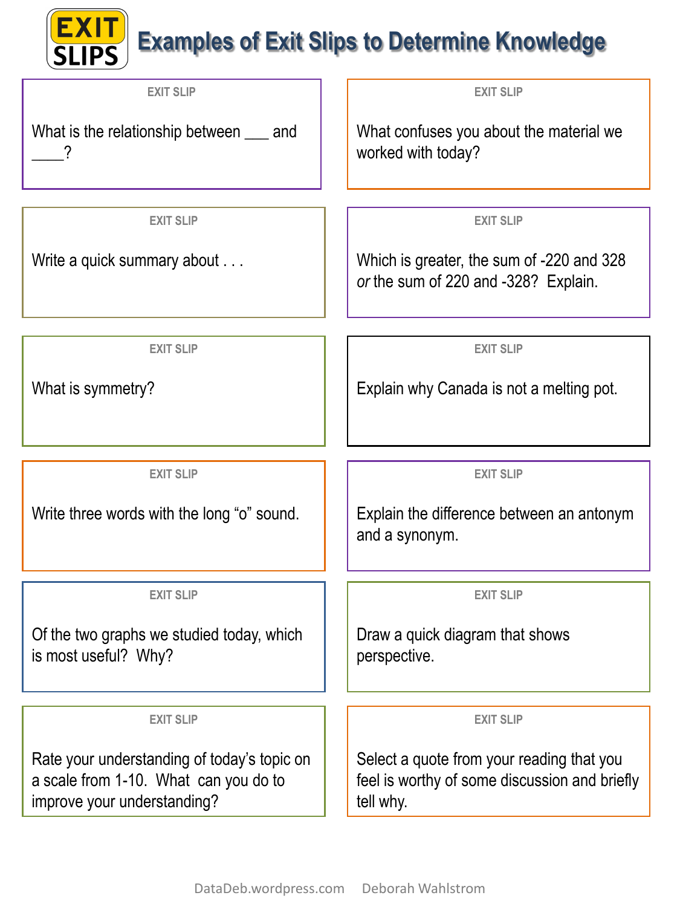# EXIT SLIPS Examples of Exit Slips to Determine Knowledge

**EXIT SLIP**

What is the relationship between ___ and ____?

**EXIT SLIP**

What confuses you about the material we worked with today?

**EXIT SLIP**

Write a quick summary about . . .

**EXIT SLIP**

Which is greater, the sum of -220 and 328 *or* the sum of 220 and -328? Explain.

**EXIT SLIP**

What is symmetry?

**EXIT SLIP**

Explain why Canada is not a melting pot.

**EXIT SLIP**

Write three words with the long "o" sound.

**EXIT SLIP**

Explain the difference between an antonym and a synonym.

**EXIT SLIP**

Of the two graphs we studied today, which is most useful? Why?

**EXIT SLIP**

Draw a quick diagram that shows perspective.

**EXIT SLIP**

Rate your understanding of today's topic on a scale from 1-10. What can you do to improve your understanding?

**EXIT SLIP**

Select a quote from your reading that you feel is worthy of some discussion and briefly tell why.

DataDeb.wordpress.com Deborah Wahlstrom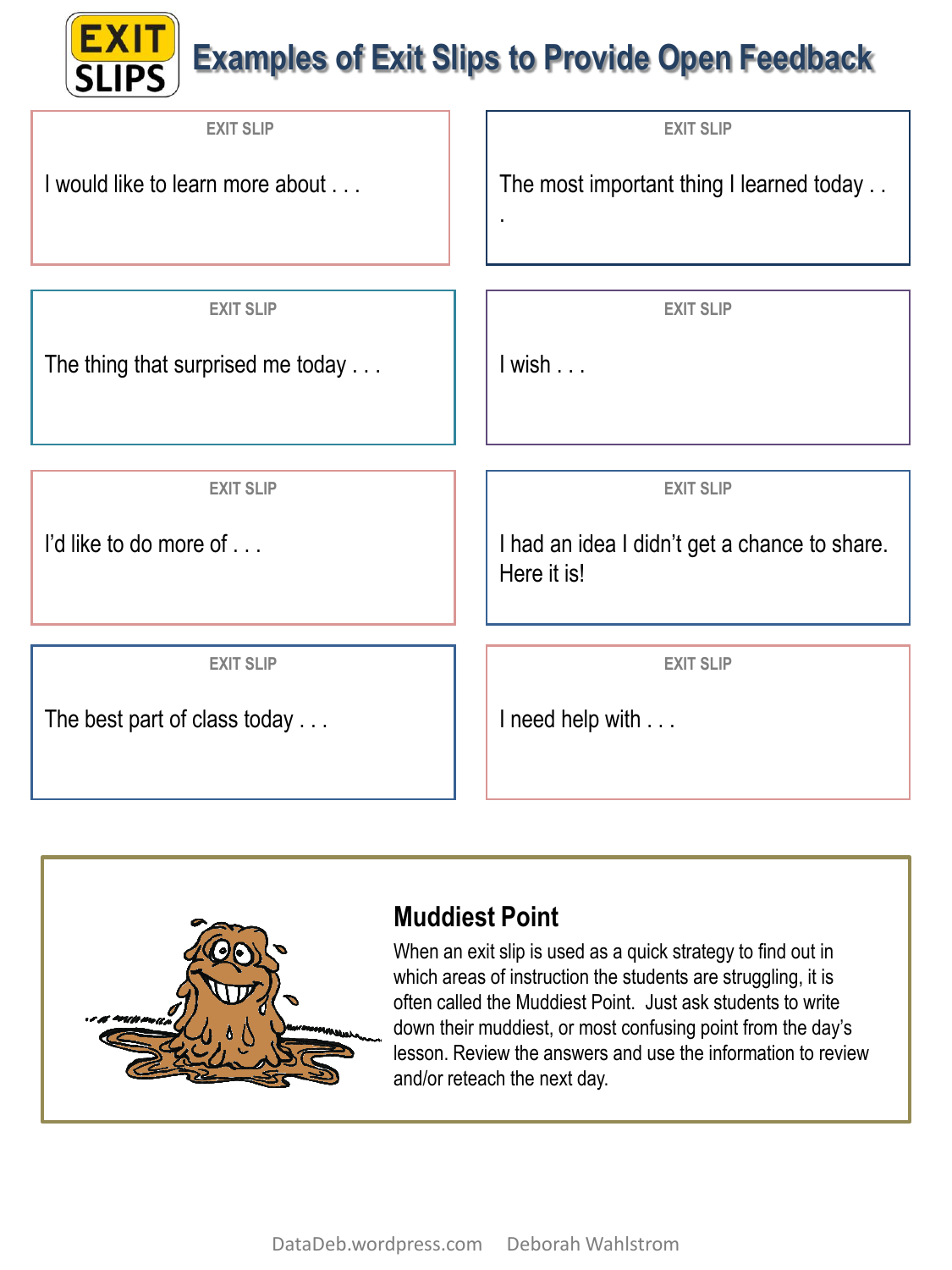# Examples of Exit Slips to Provide Open Feedback

EXIT SLIP

I would like to learn more about . . .

EXIT SLIP

The most important thing I learned today . . .

EXIT SLIP

The thing that surprised me today . . .

EXIT SLIP

I wish . . .

EXIT SLIP

I'd like to do more of . . .

EXIT SLIP

I had an idea I didn't get a chance to share. Here it is!

EXIT SLIP

The best part of class today . . .

EXIT SLIP

I need help with . . .

## Muddiest Point

When an exit slip is used as a quick strategy to find out in which areas of instruction the students are struggling, it is often called the Muddiest Point. Just ask students to write down their muddiest, or most confusing point from the day's lesson. Review the answers and use the information to review and/or reteach the next day.

DataDeb.wordpress.com Deborah Wahlstrom